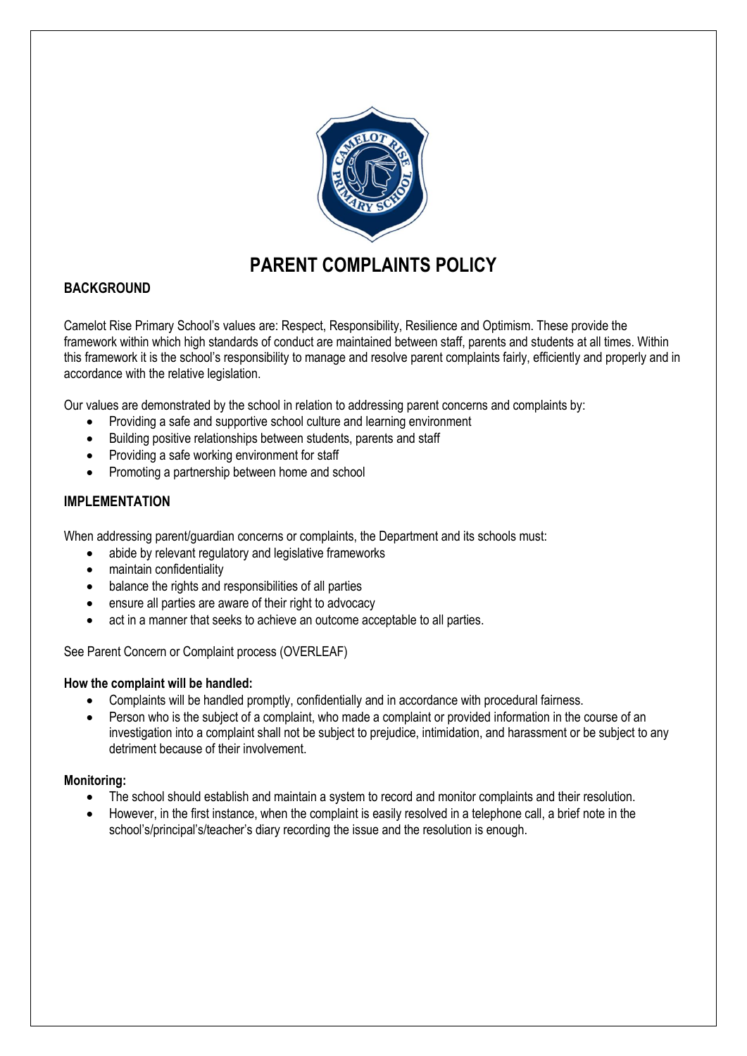# PARENT COMPLAINTS POLICY

## BACKGROUND

Camelot Rise Primary School's values are: Respect, Responsibility, Resilience and Optimism. These provide the framework within which high standards of conduct are maintained between staff, parents and students at all times. Within this framework it is the school's responsibility to manage and resolve parent complaints fairly, efficiently and properly and in accordance with the relative legislation.

Our values are demonstrated by the school in relation to addressing parent concerns and complaints by:

- Providing a safe and supportive school culture and learning environment
- Building positive relationships between students, parents and staff
- Providing a safe working environment for staff
- Promoting a partnership between home and school

## IMPLEMENTATION

When addressing parent/guardian concerns or complaints, the Department and its schools must:

- abide by relevant regulatory and legislative frameworks
- maintain confidentiality
- balance the rights and responsibilities of all parties
- ensure all parties are aware of their right to advocacy
- act in a manner that seeks to achieve an outcome acceptable to all parties.

See Parent Concern or Complaint process (OVERLEAF)

**How the complaint will be handled:**

- Complaints will be handled promptly, confidentially and in accordance with procedural fairness.
- Person who is the subject of a complaint, who made a complaint or provided information in the course of an investigation into a complaint shall not be subject to prejudice, intimidation, and harassment or be subject to any detriment because of their involvement.

**Monitoring:**

- The school should establish and maintain a system to record and monitor complaints and their resolution.
- However, in the first instance, when the complaint is easily resolved in a telephone call, a brief note in the school's/principal's/teacher's diary recording the issue and the resolution is enough.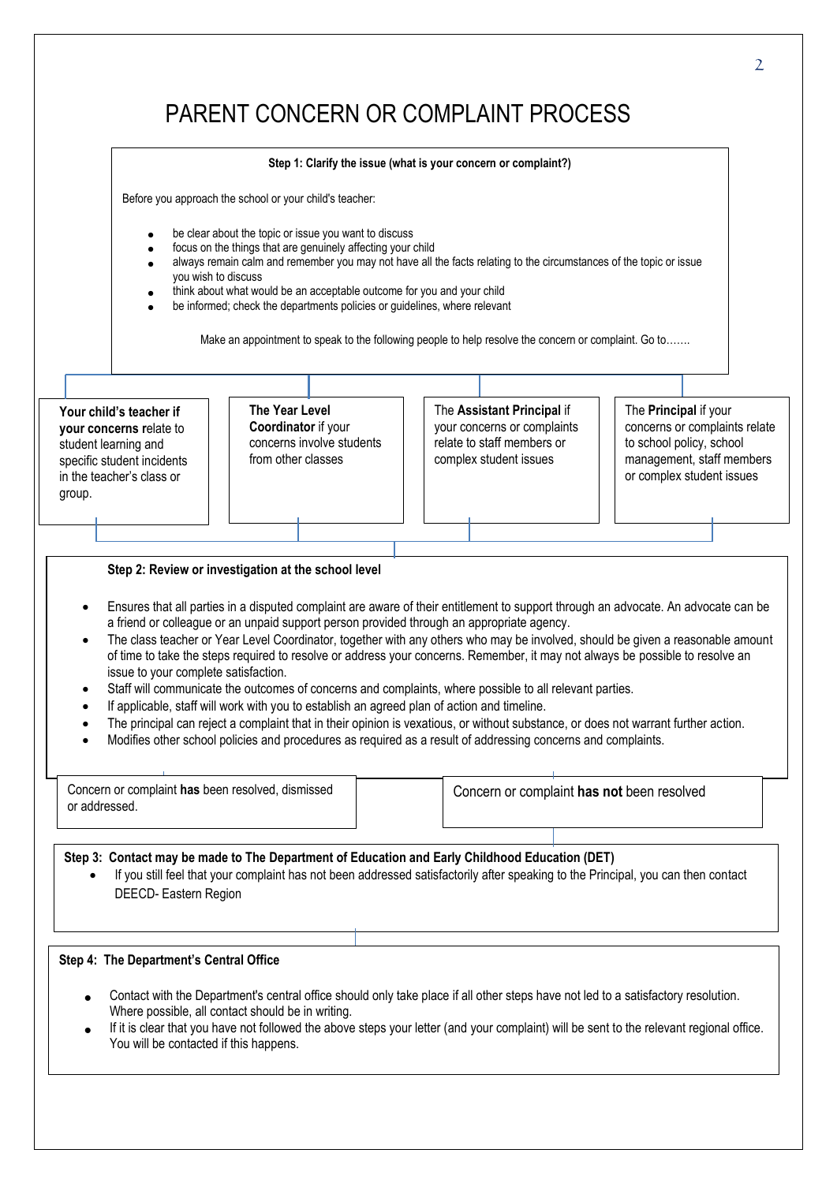# PARENT CONCERN OR COMPLAINT PROCESS

**Step 1: Clarify the issue (what is your concern or complaint?)**

Before you approach the school or your child's teacher:

- be clear about the topic or issue you want to discuss
- focus on the things that are genuinely affecting your child
- always remain calm and remember you may not have all the facts relating to the circumstances of the topic or issue you wish to discuss
- think about what would be an acceptable outcome for you and your child
- be informed; check the departments policies or guidelines, where relevant

Make an appointment to speak to the following people to help resolve the concern or complaint. Go to…….

**Your child's teacher if your concerns r**elate to student learning and specific student incidents in the teacher's class or group.

**The Year Level Coordinator** if your concerns involve students from other classes

The **Assistant Principal** if your concerns or complaints relate to staff members or complex student issues

The **Principal** if your concerns or complaints relate to school policy, school management, staff members or complex student issues

**Step 2: Review or investigation at the school level**

- Ensures that all parties in a disputed complaint are aware of their entitlement to support through an advocate. An advocate can be a friend or colleague or an unpaid support person provided through an appropriate agency.
- The class teacher or Year Level Coordinator, together with any others who may be involved, should be given a reasonable amount of time to take the steps required to resolve or address your concerns. Remember, it may not always be possible to resolve an issue to your complete satisfaction.
- Staff will communicate the outcomes of concerns and complaints, where possible to all relevant parties.
- If applicable, staff will work with you to establish an agreed plan of action and timeline.
- The principal can reject a complaint that in their opinion is vexatious, or without substance, or does not warrant further action.
- Modifies other school policies and procedures as required as a result of addressing concerns and complaints.

Concern or complaint **has** been resolved, dismissed or addressed.

Concern or complaint **has not** been resolved

**Step 3: Contact may be made to The Department of Education and Early Childhood Education (DET)**

- If you still feel that your complaint has not been addressed satisfactorily after speaking to the Principal, you can then contact DEECD- Eastern Region

**Step 4: The Department's Central Office**

- Contact with the Department's central office should only take place if all other steps have not led to a satisfactory resolution. Where possible, all contact should be in writing.
- If it is clear that you have not followed the above steps your letter (and your complaint) will be sent to the relevant regional office. You will be contacted if this happens.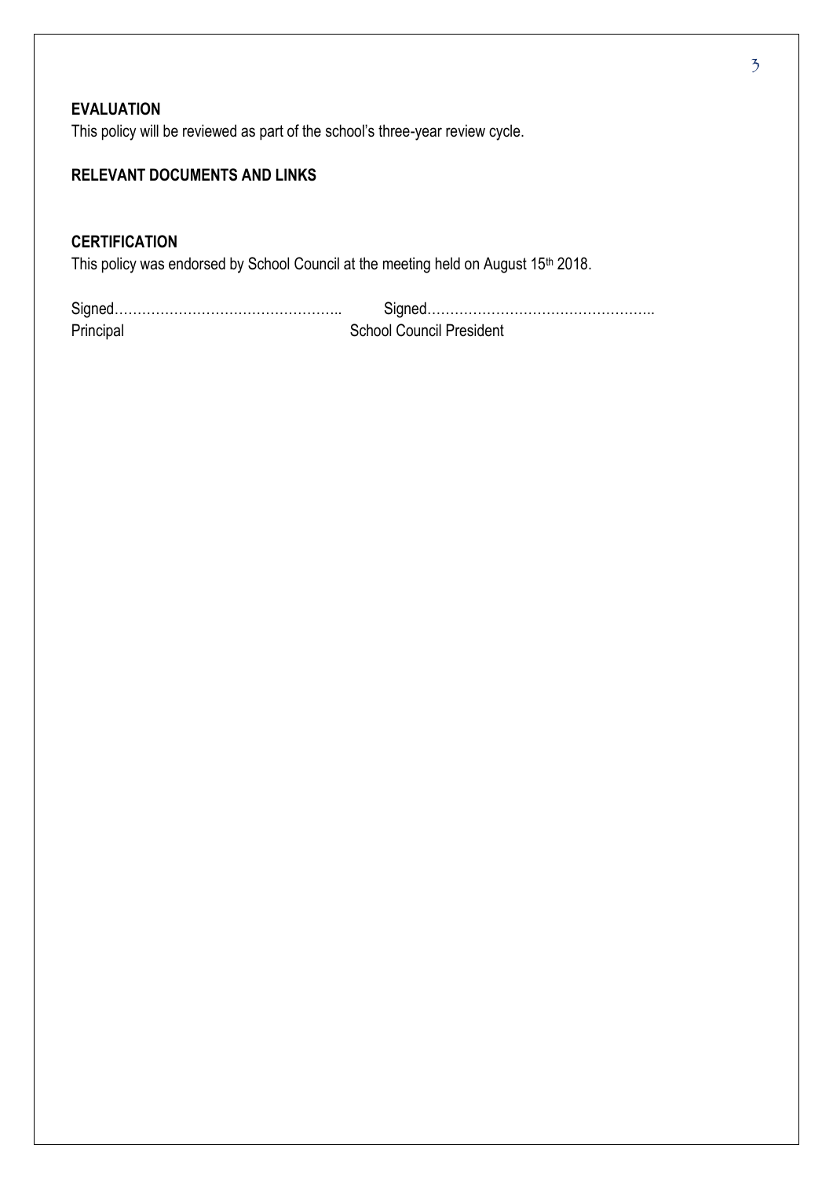**EVALUATION**

This policy will be reviewed as part of the school's three-year review cycle.

**RELEVANT DOCUMENTS AND LINKS**

**CERTIFICATION**

This policy was endorsed by School Council at the meeting held on August 15th 2018.

| | |
|---|---|
| Signed………………………………………….. | Signed………………………………………….. |
| Principal | School Council President |